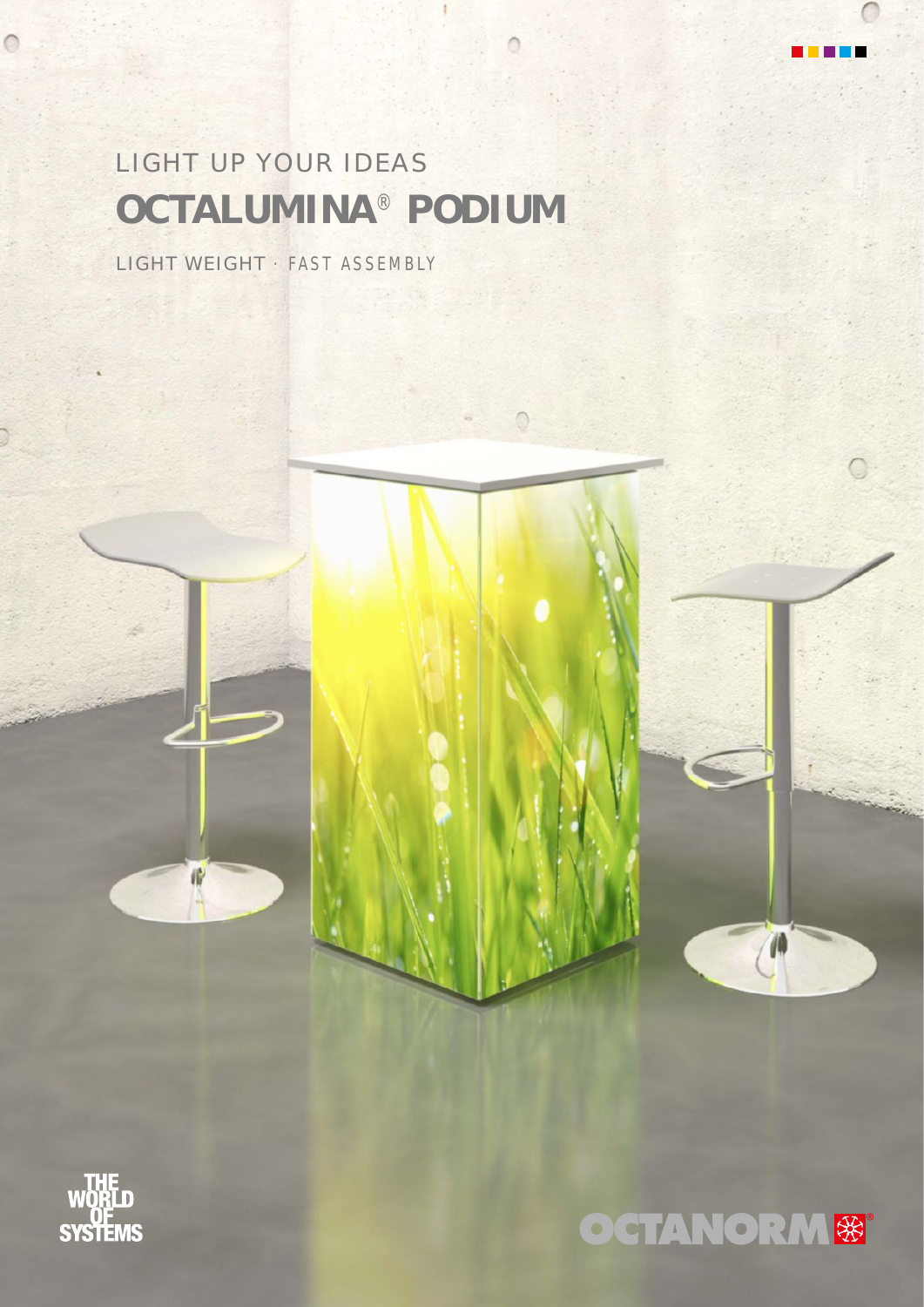LIGHT UP YOUR IDEAS

# OCTALUMINA® PODIUM

LIGHT WEIGHT · FAST ASSEMBLY

THE WORLD OF SYSTEMS

OCTANORM®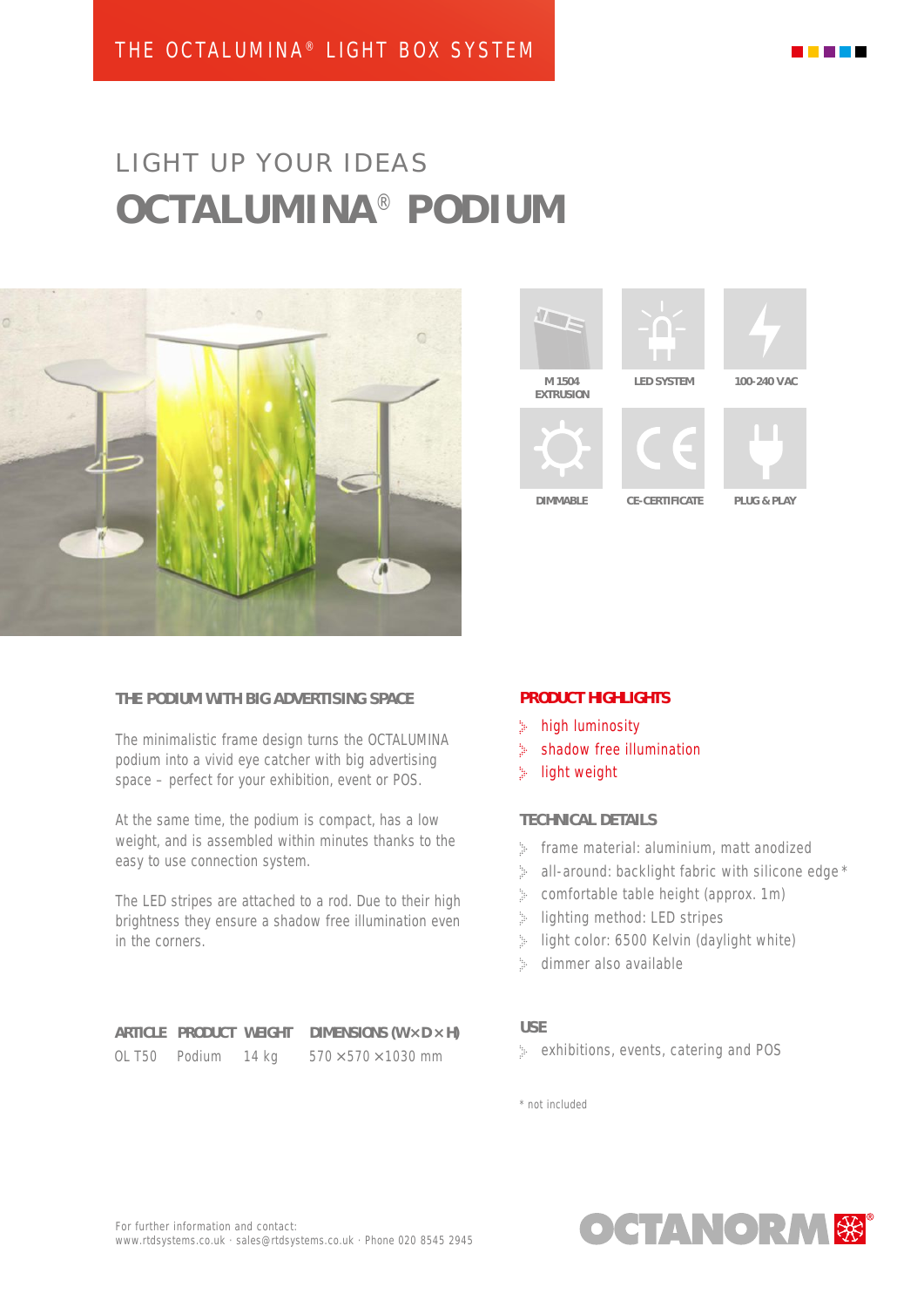THE OCTALUMINA® LIGHT BOX SYSTEM

LIGHT UP YOUR IDEAS

# OCTALUMINA® PODIUM

M 1504 EXTRUSION

LED SYSTEM

100-240 VAC

DIMMABLE

CE-CERTIFICATE

PLUG & PLAY

## THE PODIUM WITH BIG ADVERTISING SPACE

The minimalistic frame design turns the OCTALUMINA podium into a vivid eye catcher with big advertising space – perfect for your exhibition, event or POS.

At the same time, the podium is compact, has a low weight, and is assembled within minutes thanks to the easy to use connection system.

The LED stripes are attached to a rod. Due to their high brightness they ensure a shadow free illumination even in the corners.

| ARTICLE | PRODUCT | WEIGHT | DIMENSIONS (W × D × H) |
|---|---|---|---|
| OL T50 | Podium | 14 kg | 570 × 570 × 1030 mm |

## PRODUCT HIGHLIGHTS

- high luminosity
- shadow free illumination
- light weight

## TECHNICAL DETAILS

- frame material: aluminium, matt anodized
- all-around: backlight fabric with silicone edge *
- comfortable table height (approx. 1m)
- lighting method: LED stripes
- light color: 6500 Kelvin (daylight white)
- dimmer also available

## USE

- exhibitions, events, catering and POS

* not included

For further information and contact:
www.rtdsystems.co.uk · sales@rtdsystems.co.uk · Phone 020 8545 2945

OCTANORM®